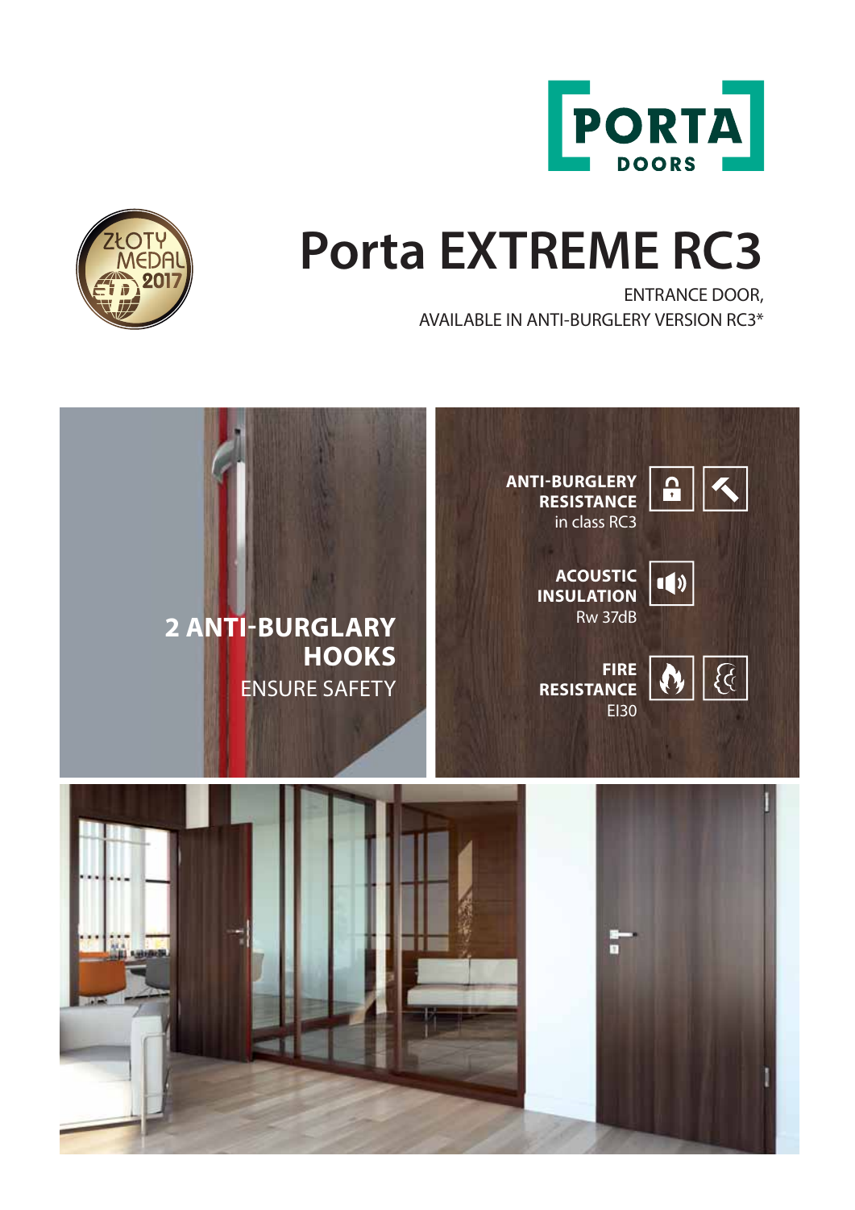PORTA DOORS

ZŁOTY MEDAL 2017

# Porta EXTREME RC3

ENTRANCE DOOR,
AVAILABLE IN ANTI-BURGLERY VERSION RC3*

**2 ANTI-BURGLARY HOOKS**
ENSURE SAFETY

**ANTI-BURGLERY RESISTANCE**
in class RC3

**ACOUSTIC INSULATION**
Rw 37dB

**FIRE RESISTANCE**
EI30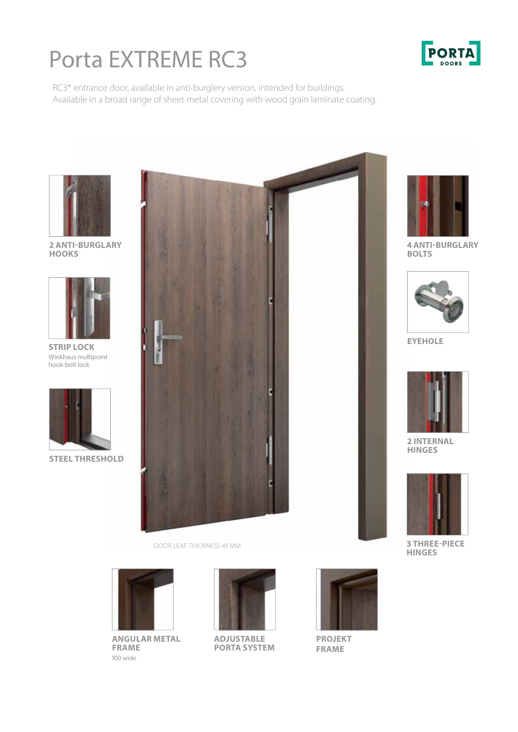# Porta EXTREME RC3

PORTA DOORS

RC3* entrance door, available in anti-burglery version, intended for buildings.
Available in a broad range of sheet metal covering with wood grain laminate coating.

**2 ANTI-BURGLARY HOOKS**

**STRIP LOCK**
Winkhaus multipoint hook-bolt lock

**STEEL THRESHOLD**

**4 ANTI-BURGLARY BOLTS**

**EYEHOLE**

**2 INTERNAL HINGES**

**3 THREE-PIECE HINGES**

DOOR LEAF THICKNESS 49 MM

**ANGULAR METAL FRAME**
100 wide

**ADJUSTABLE PORTA SYSTEM**

**PROJEKT FRAME**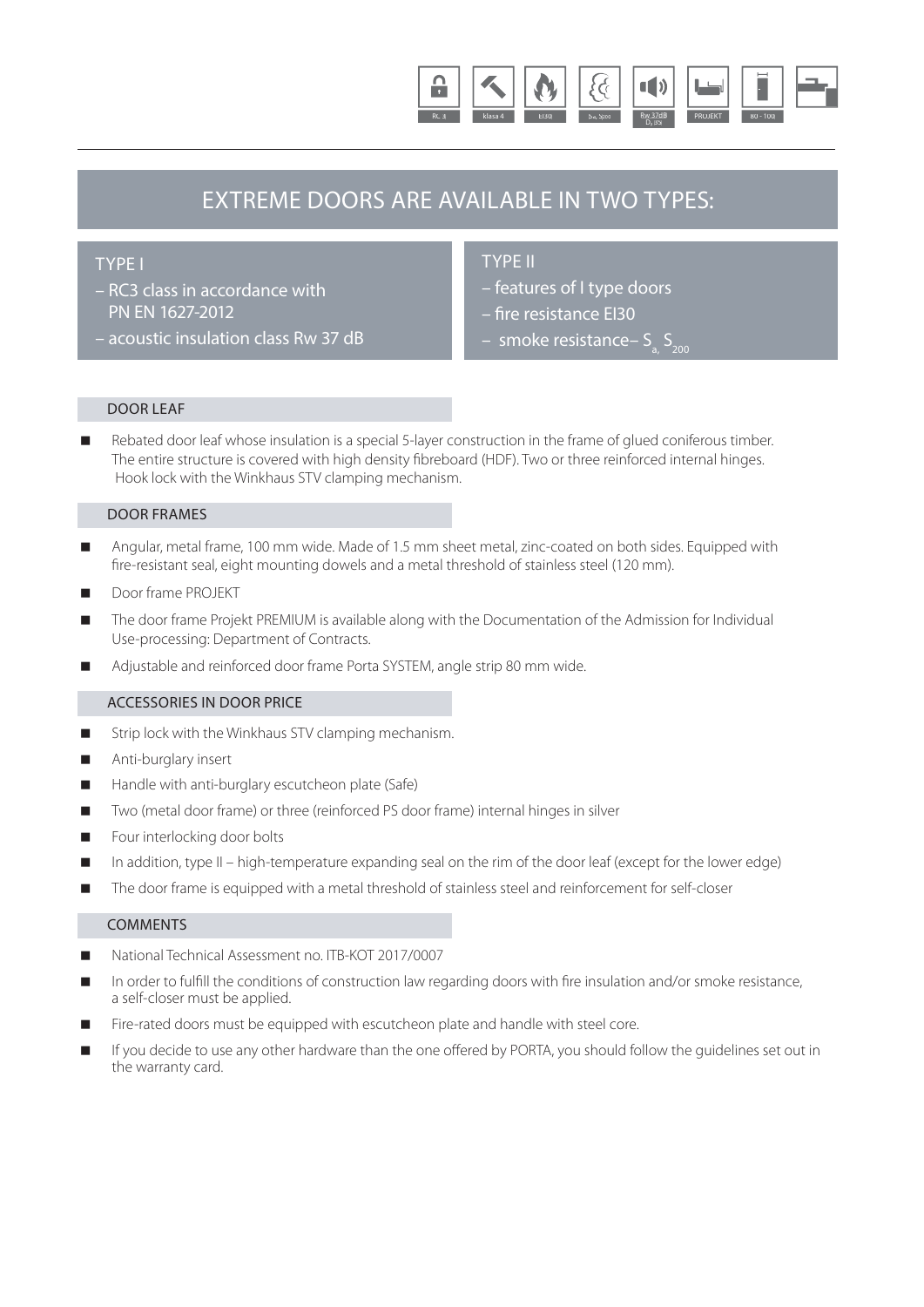RC 3 | klasa 4 | EI30 | $S_a$, $S_{200}$ | Rw 37dB $D_i$ 35 | PROJEKT | 80 - 100

# EXTREME DOORS ARE AVAILABLE IN TWO TYPES:

## TYPE I

- RC3 class in accordance with PN EN 1627-2012
- acoustic insulation class Rw 37 dB

## TYPE II

- features of I type doors
- fire resistance EI30
- smoke resistance– $S_a$, $S_{200}$

### DOOR LEAF

- Rebated door leaf whose insulation is a special 5-layer construction in the frame of glued coniferous timber. The entire structure is covered with high density fibreboard (HDF). Two or three reinforced internal hinges. Hook lock with the Winkhaus STV clamping mechanism.

### DOOR FRAMES

- Angular, metal frame, 100 mm wide. Made of 1.5 mm sheet metal, zinc-coated on both sides. Equipped with fire-resistant seal, eight mounting dowels and a metal threshold of stainless steel (120 mm).
- Door frame PROJEKT
- The door frame Projekt PREMIUM is available along with the Documentation of the Admission for Individual Use-processing: Department of Contracts.
- Adjustable and reinforced door frame Porta SYSTEM, angle strip 80 mm wide.

### ACCESSORIES IN DOOR PRICE

- Strip lock with the Winkhaus STV clamping mechanism.
- Anti-burglary insert
- Handle with anti-burglary escutcheon plate (Safe)
- Two (metal door frame) or three (reinforced PS door frame) internal hinges in silver
- Four interlocking door bolts
- In addition, type II – high-temperature expanding seal on the rim of the door leaf (except for the lower edge)
- The door frame is equipped with a metal threshold of stainless steel and reinforcement for self-closer

### COMMENTS

- National Technical Assessment no. ITB-KOT 2017/0007
- In order to fulfill the conditions of construction law regarding doors with fire insulation and/or smoke resistance, a self-closer must be applied.
- Fire-rated doors must be equipped with escutcheon plate and handle with steel core.
- If you decide to use any other hardware than the one offered by PORTA, you should follow the guidelines set out in the warranty card.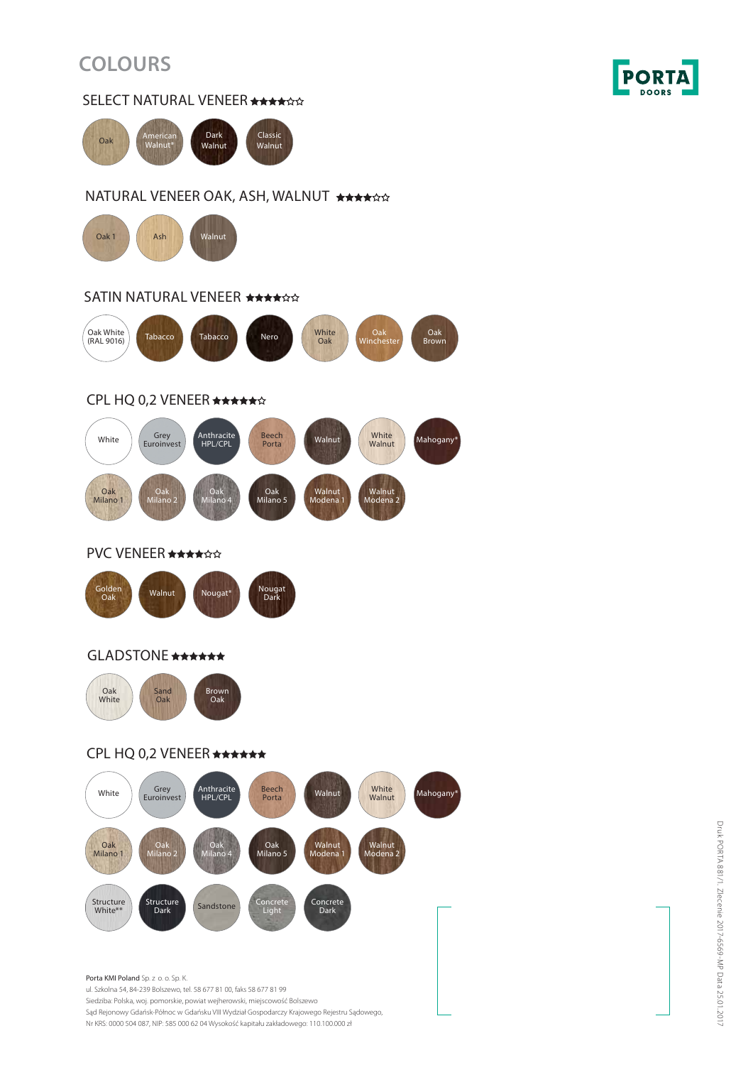# COLOURS

PORTA DOORS

## SELECT NATURAL VENEER ★★★★☆☆

Oak

American Walnut*

Dark Walnut

Classic Walnut

## NATURAL VENEER OAK, ASH, WALNUT ★★★★☆☆

Oak 1

Ash

Walnut

## SATIN NATURAL VENEER ★★★★☆☆

Oak White (RAL 9016)

Tabacco

Tabacco

Nero

White Oak

Oak Winchester

Oak Brown

## CPL HQ 0,2 VENEER ★★★★★☆

White

Grey Euroinvest

Anthracite HPL/CPL

Beech Porta

Walnut

White Walnut

Mahogany*

Oak Milano 1

Oak Milano 2

Oak Milano 4

Oak Milano 5

Walnut Modena 1

Walnut Modena 2

## PVC VENEER ★★★★☆☆

Golden Oak

Walnut

Nougat*

Nougat Dark

## GLADSTONE ★★★★★★

Oak White

Sand Oak

Brown Oak

## CPL HQ 0,2 VENEER ★★★★★★

White

Grey Euroinvest

Anthracite HPL/CPL

Beech Porta

Walnut

White Walnut

Mahogany*

Oak Milano 1

Oak Milano 2

Oak Milano 4

Oak Milano 5

Walnut Modena 1

Walnut Modena 2

Structure White**

Structure Dark

Sandstone

Concrete Light

Concrete Dark

**Porta KMI Poland** Sp. z o. o. Sp. K.
ul. Szkolna 54, 84-239 Bolszewo, tel. 58 677 81 00, faks 58 677 81 99
Siedziba: Polska, woj. pomorskie, powiat wejherowski, miejscowość Bolszewo
Sąd Rejonowy Gdańsk-Północ w Gdańsku VIII Wydział Gospodarczy Krajowego Rejestru Sądowego,
Nr KRS: 0000 504 087, NIP: 585 000 62 04 Wysokość kapitału zakładowego: 110.100.000 zł

Druk PORTA 881/1. Zlecenie 2017-6569-MP Data 25.01.2017